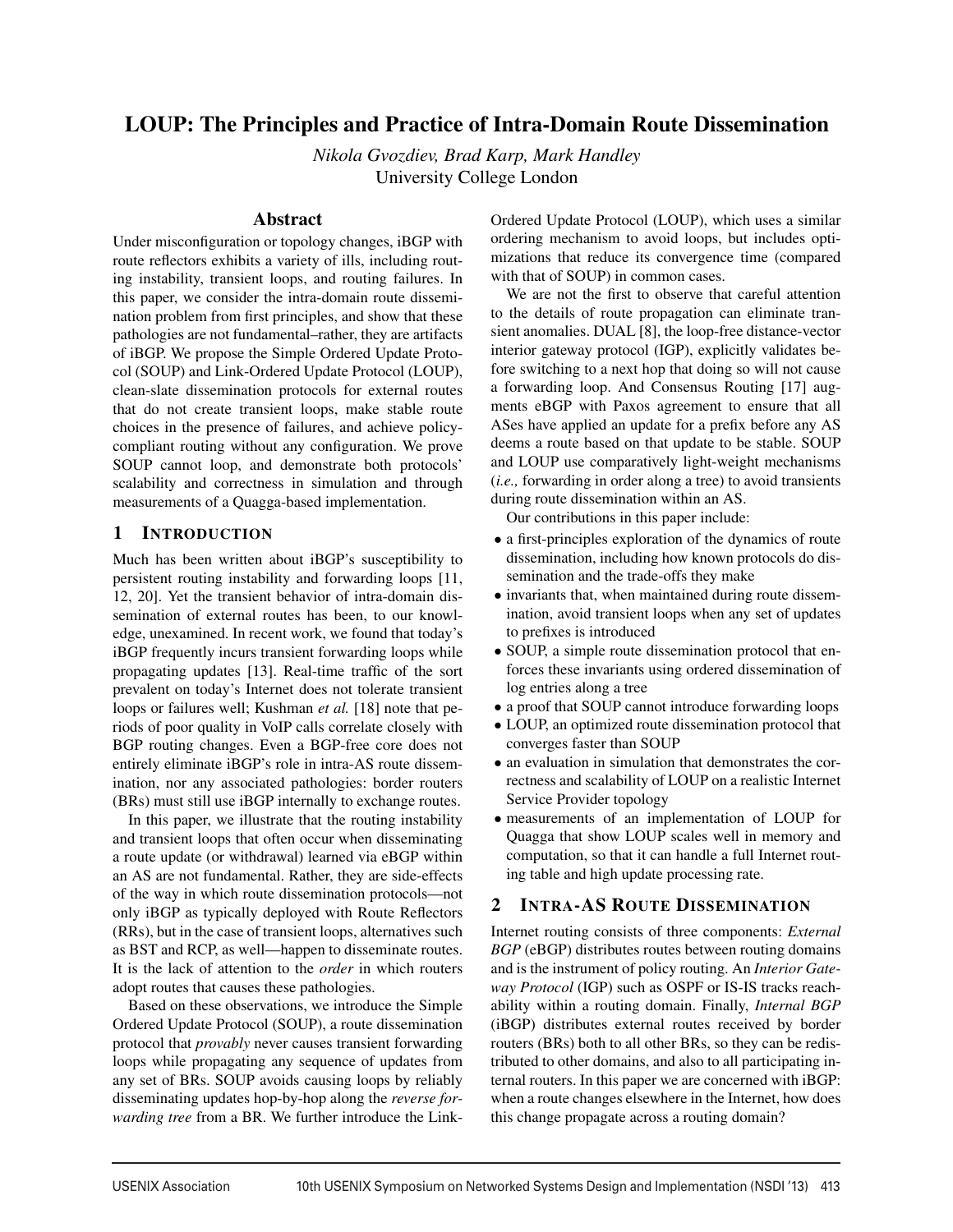# LOUP: The Principles and Practice of Intra-Domain Route Dissemination

*Nikola Gvozdiev, Brad Karp, Mark Handley*
University College London

## Abstract

Under misconfiguration or topology changes, iBGP with route reflectors exhibits a variety of ills, including routing instability, transient loops, and routing failures. In this paper, we consider the intra-domain route dissemination problem from first principles, and show that these pathologies are not fundamental–rather, they are artifacts of iBGP. We propose the Simple Ordered Update Protocol (SOUP) and Link-Ordered Update Protocol (LOUP), clean-slate dissemination protocols for external routes that do not create transient loops, make stable route choices in the presence of failures, and achieve policy-compliant routing without any configuration. We prove SOUP cannot loop, and demonstrate both protocols' scalability and correctness in simulation and through measurements of a Quagga-based implementation.

## 1 Introduction

Much has been written about iBGP's susceptibility to persistent routing instability and forwarding loops [11, 12, 20]. Yet the transient behavior of intra-domain dissemination of external routes has been, to our knowledge, unexamined. In recent work, we found that today's iBGP frequently incurs transient forwarding loops while propagating updates [13]. Real-time traffic of the sort prevalent on today's Internet does not tolerate transient loops or failures well; Kushman *et al.* [18] note that periods of poor quality in VoIP calls correlate closely with BGP routing changes. Even a BGP-free core does not entirely eliminate iBGP's role in intra-AS route dissemination, nor any associated pathologies: border routers (BRs) must still use iBGP internally to exchange routes.

In this paper, we illustrate that the routing instability and transient loops that often occur when disseminating a route update (or withdrawal) learned via eBGP within an AS are not fundamental. Rather, they are side-effects of the way in which route dissemination protocols—not only iBGP as typically deployed with Route Reflectors (RRs), but in the case of transient loops, alternatives such as BST and RCP, as well—happen to disseminate routes. It is the lack of attention to the *order* in which routers adopt routes that causes these pathologies.

Based on these observations, we introduce the Simple Ordered Update Protocol (SOUP), a route dissemination protocol that *provably* never causes transient forwarding loops while propagating any sequence of updates from any set of BRs. SOUP avoids causing loops by reliably disseminating updates hop-by-hop along the *reverse forwarding tree* from a BR. We further introduce the Link-Ordered Update Protocol (LOUP), which uses a similar ordering mechanism to avoid loops, but includes optimizations that reduce its convergence time (compared with that of SOUP) in common cases.

We are not the first to observe that careful attention to the details of route propagation can eliminate transient anomalies. DUAL [8], the loop-free distance-vector interior gateway protocol (IGP), explicitly validates before switching to a next hop that doing so will not cause a forwarding loop. And Consensus Routing [17] augments eBGP with Paxos agreement to ensure that all ASes have applied an update for a prefix before any AS deems a route based on that update to be stable. SOUP and LOUP use comparatively light-weight mechanisms (*i.e.,* forwarding in order along a tree) to avoid transients during route dissemination within an AS.

Our contributions in this paper include:

- a first-principles exploration of the dynamics of route dissemination, including how known protocols do dissemination and the trade-offs they make
- invariants that, when maintained during route dissemination, avoid transient loops when any set of updates to prefixes is introduced
- SOUP, a simple route dissemination protocol that enforces these invariants using ordered dissemination of log entries along a tree
- a proof that SOUP cannot introduce forwarding loops
- LOUP, an optimized route dissemination protocol that converges faster than SOUP
- an evaluation in simulation that demonstrates the correctness and scalability of LOUP on a realistic Internet Service Provider topology
- measurements of an implementation of LOUP for Quagga that show LOUP scales well in memory and computation, so that it can handle a full Internet routing table and high update processing rate.

## 2 Intra-AS Route Dissemination

Internet routing consists of three components: *External BGP* (eBGP) distributes routes between routing domains and is the instrument of policy routing. An *Interior Gateway Protocol* (IGP) such as OSPF or IS-IS tracks reachability within a routing domain. Finally, *Internal BGP* (iBGP) distributes external routes received by border routers (BRs) both to all other BRs, so they can be redistributed to other domains, and also to all participating internal routers. In this paper we are concerned with iBGP: when a route changes elsewhere in the Internet, how does this change propagate across a routing domain?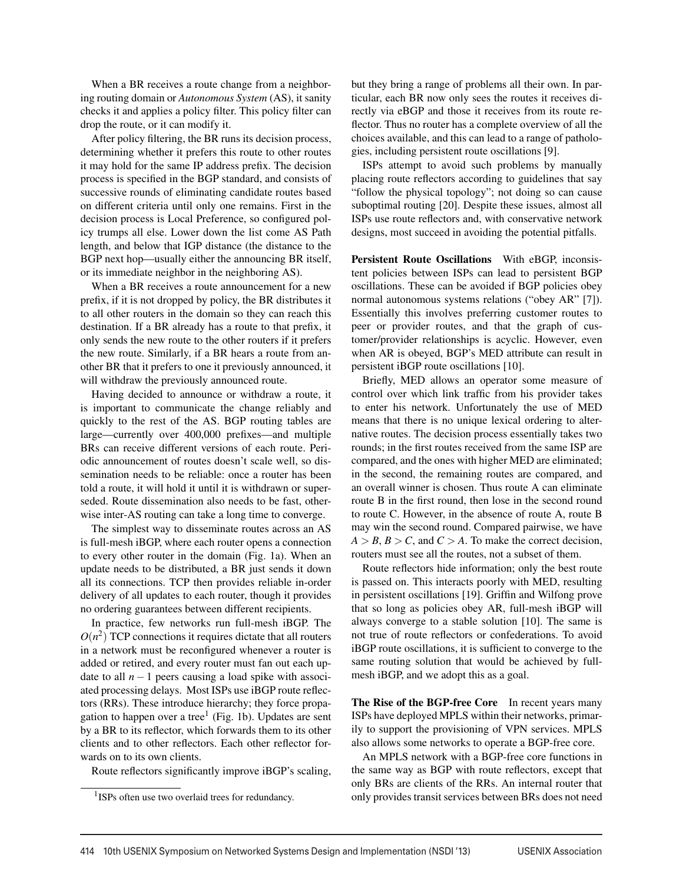When a BR receives a route change from a neighboring routing domain or *Autonomous System* (AS), it sanity checks it and applies a policy filter. This policy filter can drop the route, or it can modify it.

After policy filtering, the BR runs its decision process, determining whether it prefers this route to other routes it may hold for the same IP address prefix. The decision process is specified in the BGP standard, and consists of successive rounds of eliminating candidate routes based on different criteria until only one remains. First in the decision process is Local Preference, so configured policy trumps all else. Lower down the list come AS Path length, and below that IGP distance (the distance to the BGP next hop—usually either the announcing BR itself, or its immediate neighbor in the neighboring AS).

When a BR receives a route announcement for a new prefix, if it is not dropped by policy, the BR distributes it to all other routers in the domain so they can reach this destination. If a BR already has a route to that prefix, it only sends the new route to the other routers if it prefers the new route. Similarly, if a BR hears a route from another BR that it prefers to one it previously announced, it will withdraw the previously announced route.

Having decided to announce or withdraw a route, it is important to communicate the change reliably and quickly to the rest of the AS. BGP routing tables are large—currently over 400,000 prefixes—and multiple BRs can receive different versions of each route. Periodic announcement of routes doesn't scale well, so dissemination needs to be reliable: once a router has been told a route, it will hold it until it is withdrawn or superseded. Route dissemination also needs to be fast, otherwise inter-AS routing can take a long time to converge.

The simplest way to disseminate routes across an AS is full-mesh iBGP, where each router opens a connection to every other router in the domain (Fig. 1a). When an update needs to be distributed, a BR just sends it down all its connections. TCP then provides reliable in-order delivery of all updates to each router, though it provides no ordering guarantees between different recipients.

In practice, few networks run full-mesh iBGP. The $O(n^2)$ TCP connections it requires dictate that all routers in a network must be reconfigured whenever a router is added or retired, and every router must fan out each update to all $n-1$ peers causing a load spike with associated processing delays. Most ISPs use iBGP route reflectors (RRs). These introduce hierarchy; they force propagation to happen over a tree[1] (Fig. 1b). Updates are sent by a BR to its reflector, which forwards them to its other clients and to other reflectors. Each other reflector forwards on to its own clients.

Route reflectors significantly improve iBGP's scaling, but they bring a range of problems all their own. In particular, each BR now only sees the routes it receives directly via eBGP and those it receives from its route reflector. Thus no router has a complete overview of all the choices available, and this can lead to a range of pathologies, including persistent route oscillations [9].

ISPs attempt to avoid such problems by manually placing route reflectors according to guidelines that say "follow the physical topology"; not doing so can cause suboptimal routing [20]. Despite these issues, almost all ISPs use route reflectors and, with conservative network designs, most succeed in avoiding the potential pitfalls.

**Persistent Route Oscillations** With eBGP, inconsistent policies between ISPs can lead to persistent BGP oscillations. These can be avoided if BGP policies obey normal autonomous systems relations ("obey AR" [7]). Essentially this involves preferring customer routes to peer or provider routes, and that the graph of customer/provider relationships is acyclic. However, even when AR is obeyed, BGP's MED attribute can result in persistent iBGP route oscillations [10].

Briefly, MED allows an operator some measure of control over which link traffic from his provider takes to enter his network. Unfortunately the use of MED means that there is no unique lexical ordering to alternative routes. The decision process essentially takes two rounds; in the first routes received from the same ISP are compared, and the ones with higher MED are eliminated; in the second, the remaining routes are compared, and an overall winner is chosen. Thus route A can eliminate route B in the first round, then lose in the second round to route C. However, in the absence of route A, route B may win the second round. Compared pairwise, we have $A > B$, $B > C$, and $C > A$. To make the correct decision, routers must see all the routes, not a subset of them.

Route reflectors hide information; only the best route is passed on. This interacts poorly with MED, resulting in persistent oscillations [19]. Griffin and Wilfong prove that so long as policies obey AR, full-mesh iBGP will always converge to a stable solution [10]. The same is not true of route reflectors or confederations. To avoid iBGP route oscillations, it is sufficient to converge to the same routing solution that would be achieved by full-mesh iBGP, and we adopt this as a goal.

**The Rise of the BGP-free Core** In recent years many ISPs have deployed MPLS within their networks, primarily to support the provisioning of VPN services. MPLS also allows some networks to operate a BGP-free core.

An MPLS network with a BGP-free core functions in the same way as BGP with route reflectors, except that only BRs are clients of the RRs. An internal router that only provides transit services between BRs does not need

[1] ISPs often use two overlaid trees for redundancy.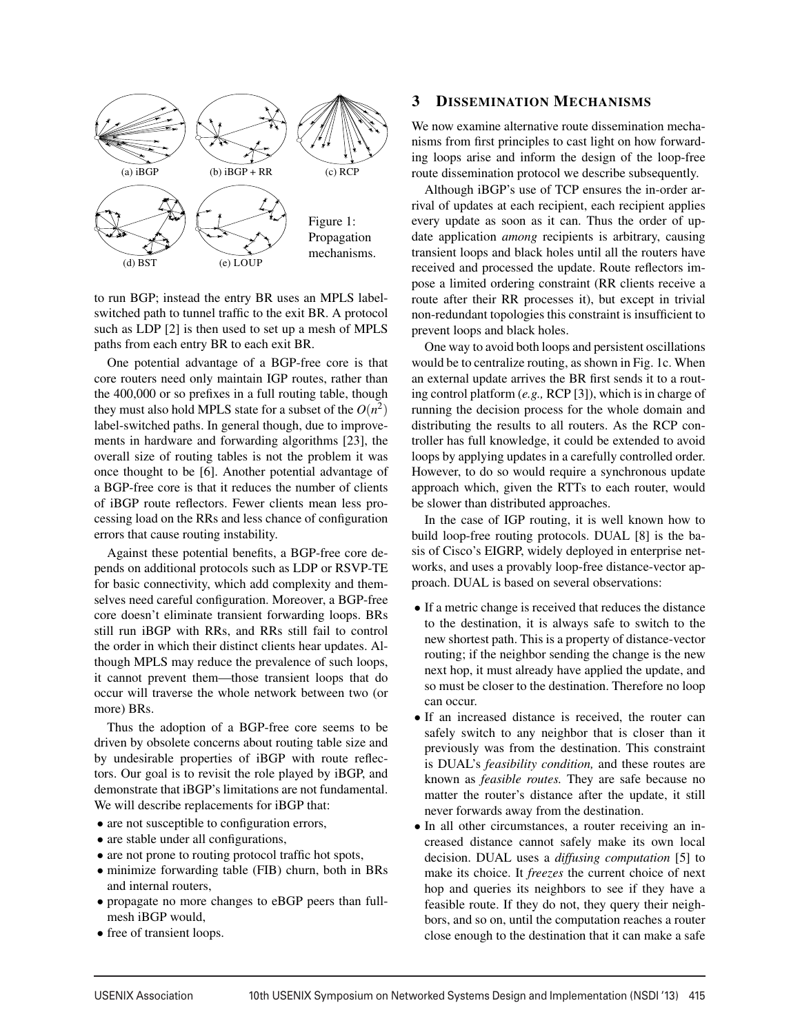(a) iBGP (b) iBGP + RR (c) RCP

(d) BST (e) LOUP

Figure 1: Propagation mechanisms.

to run BGP; instead the entry BR uses an MPLS label-switched path to tunnel traffic to the exit BR. A protocol such as LDP [2] is then used to set up a mesh of MPLS paths from each entry BR to each exit BR.

One potential advantage of a BGP-free core is that core routers need only maintain IGP routes, rather than the 400,000 or so prefixes in a full routing table, though they must also hold MPLS state for a subset of the $O(n^2)$ label-switched paths. In general though, due to improvements in hardware and forwarding algorithms [23], the overall size of routing tables is not the problem it was once thought to be [6]. Another potential advantage of a BGP-free core is that it reduces the number of clients of iBGP route reflectors. Fewer clients mean less processing load on the RRs and less chance of configuration errors that cause routing instability.

Against these potential benefits, a BGP-free core depends on additional protocols such as LDP or RSVP-TE for basic connectivity, which add complexity and themselves need careful configuration. Moreover, a BGP-free core doesn't eliminate transient forwarding loops. BRs still run iBGP with RRs, and RRs still fail to control the order in which their distinct clients hear updates. Although MPLS may reduce the prevalence of such loops, it cannot prevent them—those transient loops that do occur will traverse the whole network between two (or more) BRs.

Thus the adoption of a BGP-free core seems to be driven by obsolete concerns about routing table size and by undesirable properties of iBGP with route reflectors. Our goal is to revisit the role played by iBGP, and demonstrate that iBGP's limitations are not fundamental. We will describe replacements for iBGP that:

- are not susceptible to configuration errors,
- are stable under all configurations,
- are not prone to routing protocol traffic hot spots,
- minimize forwarding table (FIB) churn, both in BRs and internal routers,
- propagate no more changes to eBGP peers than full-mesh iBGP would,
- free of transient loops.

## 3 Dissemination Mechanisms

We now examine alternative route dissemination mechanisms from first principles to cast light on how forwarding loops arise and inform the design of the loop-free route dissemination protocol we describe subsequently.

Although iBGP's use of TCP ensures the in-order arrival of updates at each recipient, each recipient applies every update as soon as it can. Thus the order of update application *among* recipients is arbitrary, causing transient loops and black holes until all the routers have received and processed the update. Route reflectors impose a limited ordering constraint (RR clients receive a route after their RR processes it), but except in trivial non-redundant topologies this constraint is insufficient to prevent loops and black holes.

One way to avoid both loops and persistent oscillations would be to centralize routing, as shown in Fig. 1c. When an external update arrives the BR first sends it to a routing control platform (*e.g.,* RCP [3]), which is in charge of running the decision process for the whole domain and distributing the results to all routers. As the RCP controller has full knowledge, it could be extended to avoid loops by applying updates in a carefully controlled order. However, to do so would require a synchronous update approach which, given the RTTs to each router, would be slower than distributed approaches.

In the case of IGP routing, it is well known how to build loop-free routing protocols. DUAL [8] is the basis of Cisco's EIGRP, widely deployed in enterprise networks, and uses a provably loop-free distance-vector approach. DUAL is based on several observations:

- If a metric change is received that reduces the distance to the destination, it is always safe to switch to the new shortest path. This is a property of distance-vector routing; if the neighbor sending the change is the new next hop, it must already have applied the update, and so must be closer to the destination. Therefore no loop can occur.
- If an increased distance is received, the router can safely switch to any neighbor that is closer than it previously was from the destination. This constraint is DUAL's *feasibility condition,* and these routes are known as *feasible routes.* They are safe because no matter the router's distance after the update, it still never forwards away from the destination.
- In all other circumstances, a router receiving an increased distance cannot safely make its own local decision. DUAL uses a *diffusing computation* [5] to make its choice. It *freezes* the current choice of next hop and queries its neighbors to see if they have a feasible route. If they do not, they query their neighbors, and so on, until the computation reaches a router close enough to the destination that it can make a safe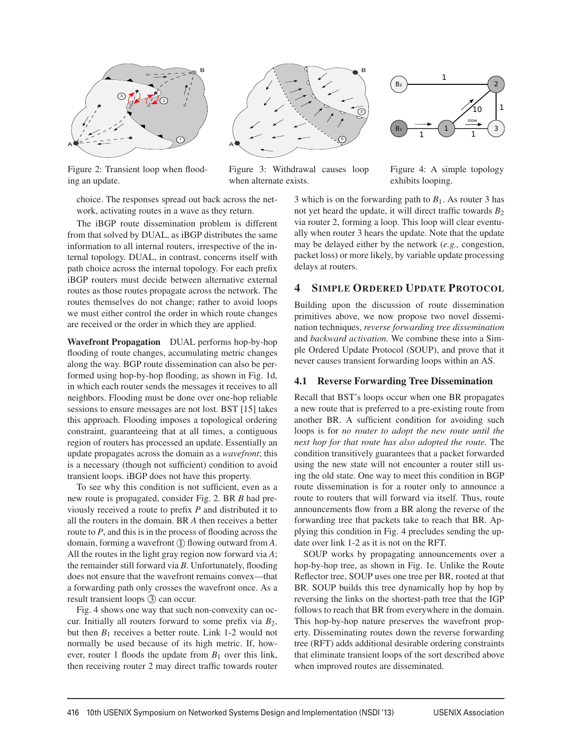Figure 2: Transient loop when flooding an update.

Figure 3: Withdrawal causes loop when alternate exists.

Figure 4: A simple topology exhibits looping.

choice. The responses spread out back across the network, activating routes in a wave as they return.

The iBGP route dissemination problem is different from that solved by DUAL, as iBGP distributes the same information to all internal routers, irrespective of the internal topology. DUAL, in contrast, concerns itself with path choice across the internal topology. For each prefix iBGP routers must decide between alternative external routes as those routes propagate across the network. The routes themselves do not change; rather to avoid loops we must either control the order in which route changes are received or the order in which they are applied.

**Wavefront Propagation** DUAL performs hop-by-hop flooding of route changes, accumulating metric changes along the way. BGP route dissemination can also be performed using hop-by-hop flooding, as shown in Fig. 1d, in which each router sends the messages it receives to all neighbors. Flooding must be done over one-hop reliable sessions to ensure messages are not lost. BST [15] takes this approach. Flooding imposes a topological ordering constraint, guaranteeing that at all times, a contiguous region of routers has processed an update. Essentially an update propagates across the domain as a *wavefront*; this is a necessary (though not sufficient) condition to avoid transient loops. iBGP does not have this property.

To see why this condition is not sufficient, even as a new route is propagated, consider Fig. 2. BR *B* had previously received a route to prefix *P* and distributed it to all the routers in the domain. BR *A* then receives a better route to *P*, and this is in the process of flooding across the domain, forming a wavefront ① flowing outward from *A*. All the routes in the light gray region now forward via *A*; the remainder still forward via *B*. Unfortunately, flooding does not ensure that the wavefront remains convex—that a forwarding path only crosses the wavefront once. As a result transient loops ③ can occur.

Fig. 4 shows one way that such non-convexity can occur. Initially all routers forward to some prefix via $B_2$, but then $B_1$ receives a better route. Link 1-2 would not normally be used because of its high metric. If, however, router 1 floods the update from $B_1$ over this link, then receiving router 2 may direct traffic towards router 3 which is on the forwarding path to $B_1$. As router 3 has not yet heard the update, it will direct traffic towards $B_2$ via router 2, forming a loop. This loop will clear eventually when router 3 hears the update. Note that the update may be delayed either by the network (*e.g.,* congestion, packet loss) or more likely, by variable update processing delays at routers.

## 4 Simple Ordered Update Protocol

Building upon the discussion of route dissemination primitives above, we now propose two novel dissemination techniques, *reverse forwarding tree dissemination* and *backward activation.* We combine these into a Simple Ordered Update Protocol (SOUP), and prove that it never causes transient forwarding loops within an AS.

### 4.1 Reverse Forwarding Tree Dissemination

Recall that BST's loops occur when one BR propagates a new route that is preferred to a pre-existing route from another BR. A sufficient condition for avoiding such loops is for *no router to adopt the new route until the next hop for that route has also adopted the route.* The condition transitively guarantees that a packet forwarded using the new state will not encounter a router still using the old state. One way to meet this condition in BGP route dissemination is for a router only to announce a route to routers that will forward via itself. Thus, route announcements flow from a BR along the reverse of the forwarding tree that packets take to reach that BR. Applying this condition in Fig. 4 precludes sending the update over link 1-2 as it is not on the RFT.

SOUP works by propagating announcements over a hop-by-hop tree, as shown in Fig. 1e. Unlike the Route Reflector tree, SOUP uses one tree per BR, rooted at that BR. SOUP builds this tree dynamically hop by hop by reversing the links on the shortest-path tree that the IGP follows to reach that BR from everywhere in the domain. This hop-by-hop nature preserves the wavefront property. Disseminating routes down the reverse forwarding tree (RFT) adds additional desirable ordering constraints that eliminate transient loops of the sort described above when improved routes are disseminated.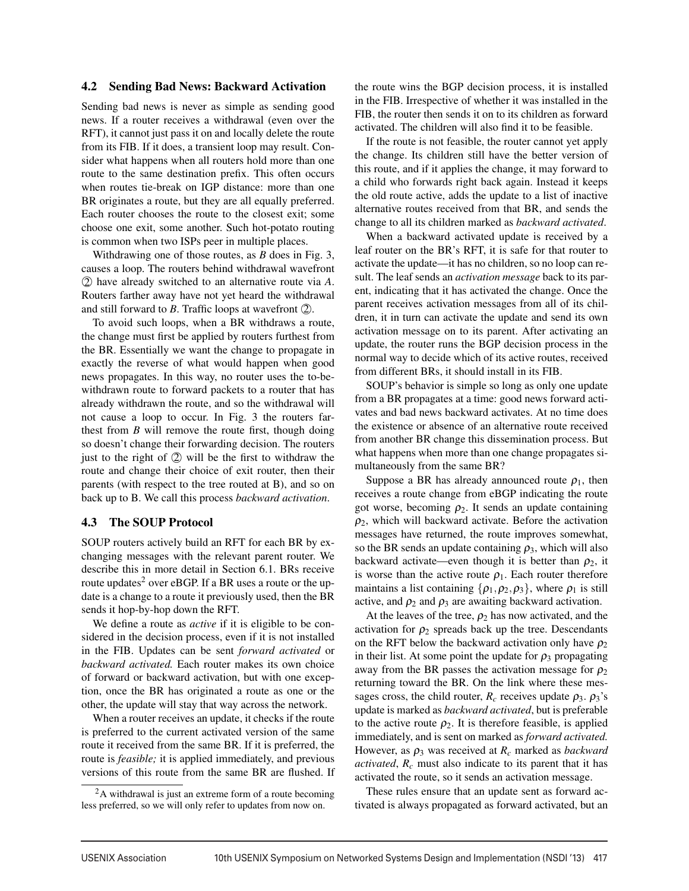## 4.2 Sending Bad News: Backward Activation

Sending bad news is never as simple as sending good news. If a router receives a withdrawal (even over the RFT), it cannot just pass it on and locally delete the route from its FIB. If it does, a transient loop may result. Consider what happens when all routers hold more than one route to the same destination prefix. This often occurs when routes tie-break on IGP distance: more than one BR originates a route, but they are all equally preferred. Each router chooses the route to the closest exit; some choose one exit, some another. Such hot-potato routing is common when two ISPs peer in multiple places.

Withdrawing one of those routes, as *B* does in Fig. 3, causes a loop. The routers behind withdrawal wavefront ② have already switched to an alternative route via *A*. Routers farther away have not yet heard the withdrawal and still forward to *B*. Traffic loops at wavefront ②.

To avoid such loops, when a BR withdraws a route, the change must first be applied by routers furthest from the BR. Essentially we want the change to propagate in exactly the reverse of what would happen when good news propagates. In this way, no router uses the to-be-withdrawn route to forward packets to a router that has already withdrawn the route, and so the withdrawal will not cause a loop to occur. In Fig. 3 the routers farthest from *B* will remove the route first, though doing so doesn't change their forwarding decision. The routers just to the right of ② will be the first to withdraw the route and change their choice of exit router, then their parents (with respect to the tree routed at B), and so on back up to B. We call this process *backward activation*.

## 4.3 The SOUP Protocol

SOUP routers actively build an RFT for each BR by exchanging messages with the relevant parent router. We describe this in more detail in Section 6.1. BRs receive route updates[2] over eBGP. If a BR uses a route or the update is a change to a route it previously used, then the BR sends it hop-by-hop down the RFT.

We define a route as *active* if it is eligible to be considered in the decision process, even if it is not installed in the FIB. Updates can be sent *forward activated* or *backward activated.* Each router makes its own choice of forward or backward activation, but with one exception, once the BR has originated a route as one or the other, the update will stay that way across the network.

When a router receives an update, it checks if the route is preferred to the current activated version of the same route it received from the same BR. If it is preferred, the route is *feasible;* it is applied immediately, and previous versions of this route from the same BR are flushed. If the route wins the BGP decision process, it is installed in the FIB. Irrespective of whether it was installed in the FIB, the router then sends it on to its children as forward activated. The children will also find it to be feasible.

If the route is not feasible, the router cannot yet apply the change. Its children still have the better version of this route, and if it applies the change, it may forward to a child who forwards right back again. Instead it keeps the old route active, adds the update to a list of inactive alternative routes received from that BR, and sends the change to all its children marked as *backward activated*.

When a backward activated update is received by a leaf router on the BR's RFT, it is safe for that router to activate the update—it has no children, so no loop can result. The leaf sends an *activation message* back to its parent, indicating that it has activated the change. Once the parent receives activation messages from all of its children, it in turn can activate the update and send its own activation message on to its parent. After activating an update, the router runs the BGP decision process in the normal way to decide which of its active routes, received from different BRs, it should install in its FIB.

SOUP's behavior is simple so long as only one update from a BR propagates at a time: good news forward activates and bad news backward activates. At no time does the existence or absence of an alternative route received from another BR change this dissemination process. But what happens when more than one change propagates simultaneously from the same BR?

Suppose a BR has already announced route $\rho_1$, then receives a route change from eBGP indicating the route got worse, becoming $\rho_2$. It sends an update containing $\rho_2$, which will backward activate. Before the activation messages have returned, the route improves somewhat, so the BR sends an update containing $\rho_3$, which will also backward activate—even though it is better than $\rho_2$, it is worse than the active route $\rho_1$. Each router therefore maintains a list containing $\{\rho_1, \rho_2, \rho_3\}$, where $\rho_1$ is still active, and $\rho_2$ and $\rho_3$ are awaiting backward activation.

At the leaves of the tree, $\rho_2$ has now activated, and the activation for $\rho_2$ spreads back up the tree. Descendants on the RFT below the backward activation only have $\rho_2$ in their list. At some point the update for $\rho_3$ propagating away from the BR passes the activation message for $\rho_2$ returning toward the BR. On the link where these messages cross, the child router, $R_c$ receives update $\rho_3$. $\rho_3$'s update is marked as *backward activated*, but is preferable to the active route $\rho_2$. It is therefore feasible, is applied immediately, and is sent on marked as *forward activated.* However, as $\rho_3$ was received at $R_c$ marked as *backward activated*, $R_c$ must also indicate to its parent that it has activated the route, so it sends an activation message.

These rules ensure that an update sent as forward activated is always propagated as forward activated, but an

[2] A withdrawal is just an extreme form of a route becoming less preferred, so we will only refer to updates from now on.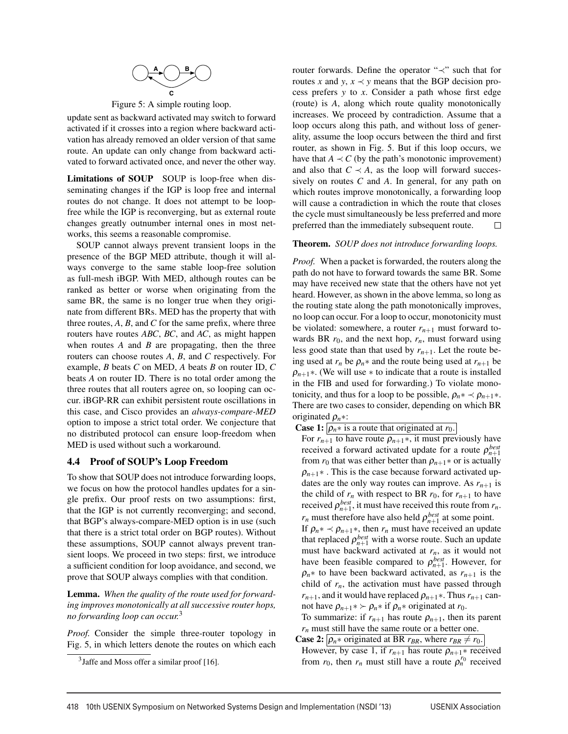Figure 5: A simple routing loop.

update sent as backward activated may switch to forward activated if it crosses into a region where backward activation has already removed an older version of that same route. An update can only change from backward activated to forward activated once, and never the other way.

**Limitations of SOUP** SOUP is loop-free when disseminating changes if the IGP is loop free and internal routes do not change. It does not attempt to be loop-free while the IGP is reconverging, but as external route changes greatly outnumber internal ones in most networks, this seems a reasonable compromise.

SOUP cannot always prevent transient loops in the presence of the BGP MED attribute, though it will always converge to the same stable loop-free solution as full-mesh iBGP. With MED, although routes can be ranked as better or worse when originating from the same BR, the same is no longer true when they originate from different BRs. MED has the property that with three routes, $A$, $B$, and $C$ for the same prefix, where three routers have routes $ABC$, $BC$, and $AC$, as might happen when routes $A$ and $B$ are propagating, then the three routers can choose routes $A$, $B$, and $C$ respectively. For example, $B$ beats $C$ on MED, $A$ beats $B$ on router ID, $C$ beats $A$ on router ID. There is no total order among the three routes that all routers agree on, so looping can occur. iBGP-RR can exhibit persistent route oscillations in this case, and Cisco provides an *always-compare-MED* option to impose a strict total order. We conjecture that no distributed protocol can ensure loop-freedom when MED is used without such a workaround.

### 4.4 Proof of SOUP's Loop Freedom

To show that SOUP does not introduce forwarding loops, we focus on how the protocol handles updates for a single prefix. Our proof rests on two assumptions: first, that the IGP is not currently reconverging; and second, that BGP's always-compare-MED option is in use (such that there is a strict total order on BGP routes). Without these assumptions, SOUP cannot always prevent transient loops. We proceed in two steps: first, we introduce a sufficient condition for loop avoidance, and second, we prove that SOUP always complies with that condition.

**Lemma.** *When the quality of the route used for forwarding improves monotonically at all successive router hops, no forwarding loop can occur.*[3]

*Proof.* Consider the simple three-router topology in Fig. 5, in which letters denote the routes on which each router forwards. Define the operator "$\prec$" such that for routes $x$ and $y$, $x \prec y$ means that the BGP decision process prefers $y$ to $x$. Consider a path whose first edge (route) is $A$, along which route quality monotonically increases. We proceed by contradiction. Assume that a loop occurs along this path, and without loss of generality, assume the loop occurs between the third and first router, as shown in Fig. 5. But if this loop occurs, we have that $A \prec C$ (by the path's monotonic improvement) and also that $C \prec A$, as the loop will forward successively on routes $C$ and $A$. In general, for any path on which routes improve monotonically, a forwarding loop will cause a contradiction in which the route that closes the cycle must simultaneously be less preferred and more preferred than the immediately subsequent route. □

**Theorem.** *SOUP does not introduce forwarding loops.*

*Proof.* When a packet is forwarded, the routers along the path do not have to forward towards the same BR. Some may have received new state that the others have not yet heard. However, as shown in the above lemma, so long as the routing state along the path monotonically improves, no loop can occur. For a loop to occur, monotonicity must be violated: somewhere, a router $r_{n+1}$ must forward towards BR $r_0$, and the next hop, $r_n$, must forward using less good state than that used by $r_{n+1}$. Let the route being used at $r_n$ be $\rho_n*$ and the route being used at $r_{n+1}$ be $\rho_{n+1}*$. (We will use $*$ to indicate that a route is installed in the FIB and used for forwarding.) To violate monotonicity, and thus for a loop to be possible, $\rho_n* \prec \rho_{n+1}*$. There are two cases to consider, depending on which BR originated $\rho_n*$:

**Case 1:** $\rho_n*$ is a route that originated at $r_0$.

For $r_{n+1}$ to have route $\rho_{n+1}*$, it must previously have received a forward activated update for a route $\rho_{n+1}^{best}$ from $r_0$ that was either better than $\rho_{n+1}*$ or is actually $\rho_{n+1}*$. This is the case because forward activated updates are the only way routes can improve. As $r_{n+1}$ is the child of $r_n$ with respect to BR $r_0$, for $r_{n+1}$ to have received $\rho_{n+1}^{best}$, it must have received this route from $r_n$. $r_n$ must therefore have also held $\rho_{n+1}^{best}$ at some point.

If $\rho_n* \prec \rho_{n+1}*$, then $r_n$ must have received an update that replaced $\rho_{n+1}^{best}$ with a worse route. Such an update must have backward activated at $r_n$, as it would not have been feasible compared to $\rho_{n+1}^{best}$. However, for $\rho_n*$ to have been backward activated, as $r_{n+1}$ is the child of $r_n$, the activation must have passed through $r_{n+1}$, and it would have replaced $\rho_{n+1}*$. Thus $r_{n+1}$ cannot have $\rho_{n+1}* \succ \rho_n*$ if $\rho_n*$ originated at $r_0$.

To summarize: if $r_{n+1}$ has route $\rho_{n+1}$, then its parent $r_n$ must still have the same route or a better one.

**Case 2:** $\rho_n*$ originated at BR $r_{BR}$, where $r_{BR} \neq r_0$.

However, by case 1, if $r_{n+1}$ has route $\rho_{n+1}*$ received from $r_0$, then $r_n$ must still have a route $\rho_n^{r_0}$ received

[3] Jaffe and Moss offer a similar proof [16].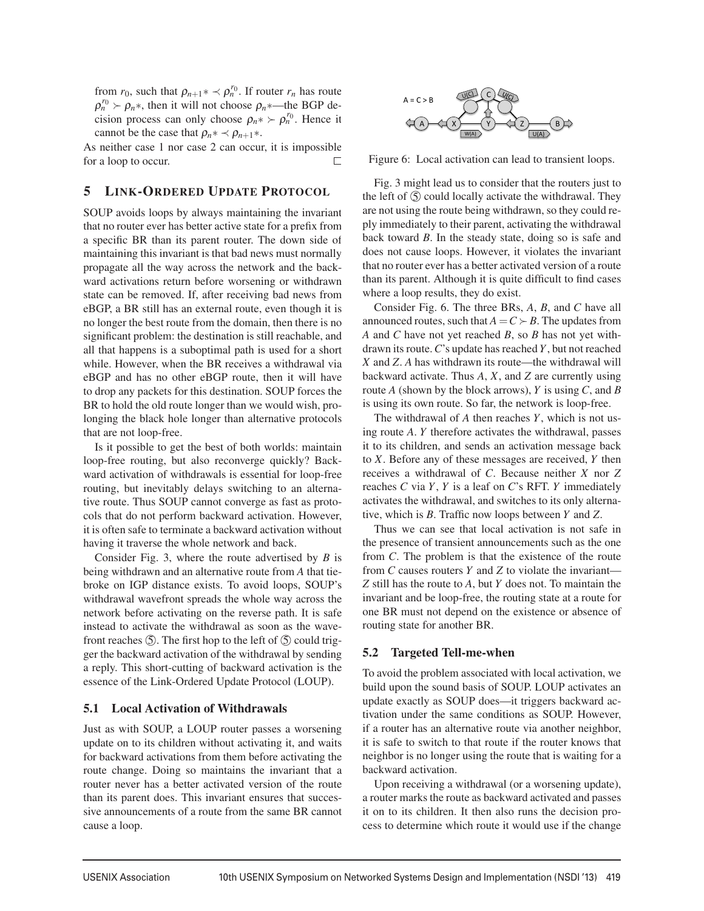from $r_0$, such that $\rho_{n+1}* \prec \rho_n^{r_0}$. If router $r_n$ has route $\rho_n^{r_0} \succ \rho_n*$, then it will not choose $\rho_n*$—the BGP decision process can only choose $\rho_n* \succ \rho_n^{r_0}$. Hence it cannot be the case that $\rho_n* \prec \rho_{n+1}*$.

As neither case 1 nor case 2 can occur, it is impossible for a loop to occur. □

## 5 Link-Ordered Update Protocol

SOUP avoids loops by always maintaining the invariant that no router ever has better active state for a prefix from a specific BR than its parent router. The down side of maintaining this invariant is that bad news must normally propagate all the way across the network and the backward activations return before worsening or withdrawn state can be removed. If, after receiving bad news from eBGP, a BR still has an external route, even though it is no longer the best route from the domain, then there is no significant problem: the destination is still reachable, and all that happens is a suboptimal path is used for a short while. However, when the BR receives a withdrawal via eBGP and has no other eBGP route, then it will have to drop any packets for this destination. SOUP forces the BR to hold the old route longer than we would wish, prolonging the black hole longer than alternative protocols that are not loop-free.

Is it possible to get the best of both worlds: maintain loop-free routing, but also reconverge quickly? Backward activation of withdrawals is essential for loop-free routing, but inevitably delays switching to an alternative route. Thus SOUP cannot converge as fast as protocols that do not perform backward activation. However, it is often safe to terminate a backward activation without having it traverse the whole network and back.

Consider Fig. 3, where the route advertised by $B$ is being withdrawn and an alternative route from $A$ that tie-broke on IGP distance exists. To avoid loops, SOUP's withdrawal wavefront spreads the whole way across the network before activating on the reverse path. It is safe instead to activate the withdrawal as soon as the wavefront reaches ⑤. The first hop to the left of ⑤ could trigger the backward activation of the withdrawal by sending a reply. This short-cutting of backward activation is the essence of the Link-Ordered Update Protocol (LOUP).

### 5.1 Local Activation of Withdrawals

Just as with SOUP, a LOUP router passes a worsening update on to its children without activating it, and waits for backward activations from them before activating the route change. Doing so maintains the invariant that a router never has a better activated version of the route than its parent does. This invariant ensures that successive announcements of a route from the same BR cannot cause a loop.

Figure 6: Local activation can lead to transient loops.

Fig. 3 might lead us to consider that the routers just to the left of ⑤ could locally activate the withdrawal. They are not using the route being withdrawn, so they could reply immediately to their parent, activating the withdrawal back toward $B$. In the steady state, doing so is safe and does not cause loops. However, it violates the invariant that no router ever has a better activated version of a route than its parent. Although it is quite difficult to find cases where a loop results, they do exist.

Consider Fig. 6. The three BRs, $A$, $B$, and $C$ have all announced routes, such that $A = C \succ B$. The updates from $A$ and $C$ have not yet reached $B$, so $B$ has not yet withdrawn its route. $C$'s update has reached $Y$, but not reached $X$ and $Z$. $A$ has withdrawn its route—the withdrawal will backward activate. Thus $A$, $X$, and $Z$ are currently using route $A$ (shown by the block arrows), $Y$ is using $C$, and $B$ is using its own route. So far, the network is loop-free.

The withdrawal of $A$ then reaches $Y$, which is not using route $A$. $Y$ therefore activates the withdrawal, passes it to its children, and sends an activation message back to $X$. Before any of these messages are received, $Y$ then receives a withdrawal of $C$. Because neither $X$ nor $Z$ reaches $C$ via $Y$, $Y$ is a leaf on $C$'s RFT. $Y$ immediately activates the withdrawal, and switches to its only alternative, which is $B$. Traffic now loops between $Y$ and $Z$.

Thus we can see that local activation is not safe in the presence of transient announcements such as the one from $C$. The problem is that the existence of the route from $C$ causes routers $Y$ and $Z$ to violate the invariant—$Z$ still has the route to $A$, but $Y$ does not. To maintain the invariant and be loop-free, the routing state at a route for one BR must not depend on the existence or absence of routing state for another BR.

### 5.2 Targeted Tell-me-when

To avoid the problem associated with local activation, we build upon the sound basis of SOUP. LOUP activates an update exactly as SOUP does—it triggers backward activation under the same conditions as SOUP. However, if a router has an alternative route via another neighbor, it is safe to switch to that route if the router knows that neighbor is no longer using the route that is waiting for a backward activation.

Upon receiving a withdrawal (or a worsening update), a router marks the route as backward activated and passes it on to its children. It then also runs the decision process to determine which route it would use if the change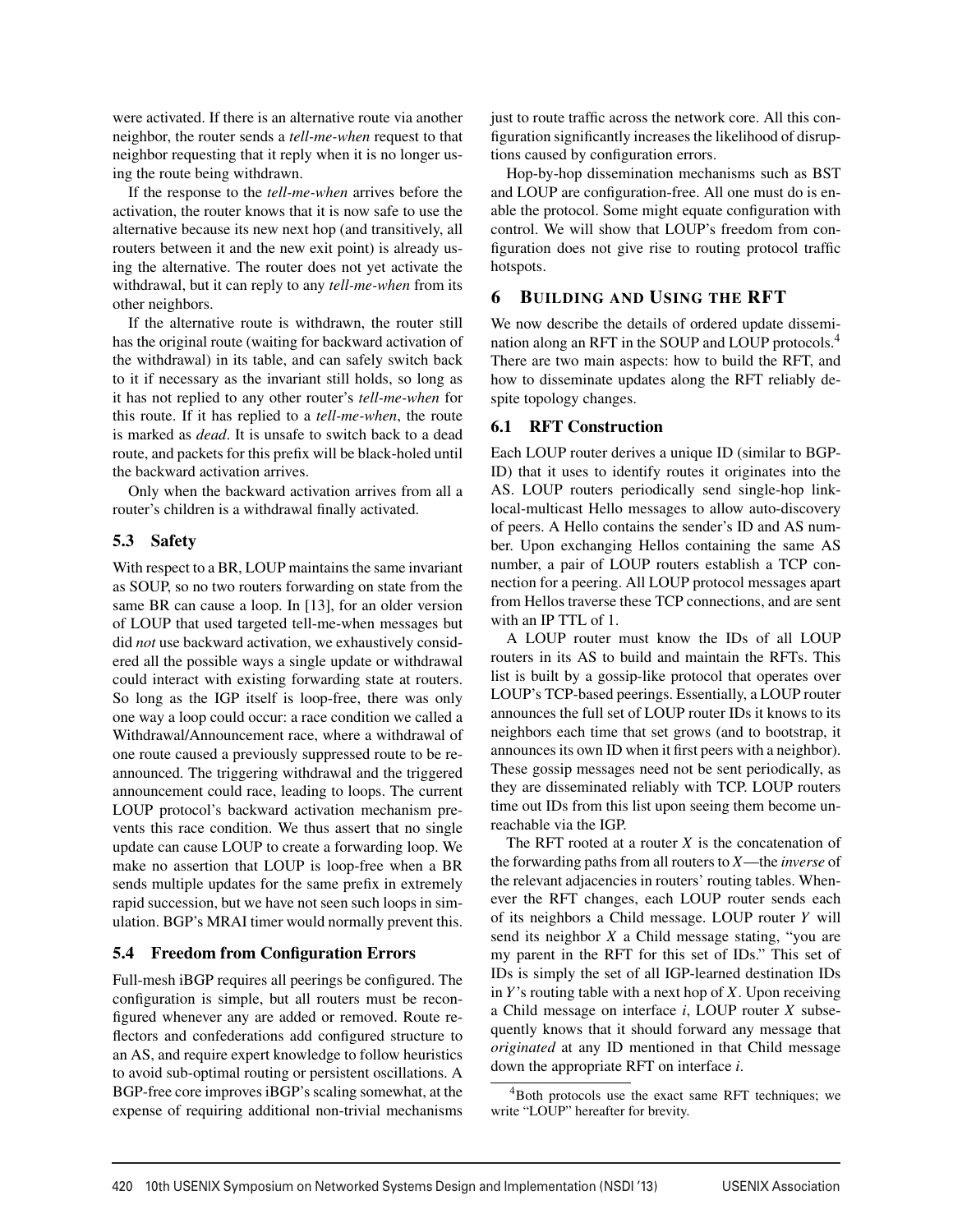were activated. If there is an alternative route via another neighbor, the router sends a *tell-me-when* request to that neighbor requesting that it reply when it is no longer using the route being withdrawn.

If the response to the *tell-me-when* arrives before the activation, the router knows that it is now safe to use the alternative because its new next hop (and transitively, all routers between it and the new exit point) is already using the alternative. The router does not yet activate the withdrawal, but it can reply to any *tell-me-when* from its other neighbors.

If the alternative route is withdrawn, the router still has the original route (waiting for backward activation of the withdrawal) in its table, and can safely switch back to it if necessary as the invariant still holds, so long as it has not replied to any other router's *tell-me-when* for this route. If it has replied to a *tell-me-when*, the route is marked as *dead*. It is unsafe to switch back to a dead route, and packets for this prefix will be black-holed until the backward activation arrives.

Only when the backward activation arrives from all a router's children is a withdrawal finally activated.

### 5.3 Safety

With respect to a BR, LOUP maintains the same invariant as SOUP, so no two routers forwarding on state from the same BR can cause a loop. In [13], for an older version of LOUP that used targeted tell-me-when messages but did *not* use backward activation, we exhaustively considered all the possible ways a single update or withdrawal could interact with existing forwarding state at routers. So long as the IGP itself is loop-free, there was only one way a loop could occur: a race condition we called a Withdrawal/Announcement race, where a withdrawal of one route caused a previously suppressed route to be reannounced. The triggering withdrawal and the triggered announcement could race, leading to loops. The current LOUP protocol's backward activation mechanism prevents this race condition. We thus assert that no single update can cause LOUP to create a forwarding loop. We make no assertion that LOUP is loop-free when a BR sends multiple updates for the same prefix in extremely rapid succession, but we have not seen such loops in simulation. BGP's MRAI timer would normally prevent this.

### 5.4 Freedom from Configuration Errors

Full-mesh iBGP requires all peerings be configured. The configuration is simple, but all routers must be reconfigured whenever any are added or removed. Route reflectors and confederations add configured structure to an AS, and require expert knowledge to follow heuristics to avoid sub-optimal routing or persistent oscillations. A BGP-free core improves iBGP's scaling somewhat, at the expense of requiring additional non-trivial mechanisms just to route traffic across the network core. All this configuration significantly increases the likelihood of disruptions caused by configuration errors.

Hop-by-hop dissemination mechanisms such as BST and LOUP are configuration-free. All one must do is enable the protocol. Some might equate configuration with control. We will show that LOUP's freedom from configuration does not give rise to routing protocol traffic hotspots.

## 6 Building and Using the RFT

We now describe the details of ordered update dissemination along an RFT in the SOUP and LOUP protocols.[4] There are two main aspects: how to build the RFT, and how to disseminate updates along the RFT reliably despite topology changes.

### 6.1 RFT Construction

Each LOUP router derives a unique ID (similar to BGP-ID) that it uses to identify routes it originates into the AS. LOUP routers periodically send single-hop link-local-multicast Hello messages to allow auto-discovery of peers. A Hello contains the sender's ID and AS number. Upon exchanging Hellos containing the same AS number, a pair of LOUP routers establish a TCP connection for a peering. All LOUP protocol messages apart from Hellos traverse these TCP connections, and are sent with an IP TTL of 1.

A LOUP router must know the IDs of all LOUP routers in its AS to build and maintain the RFTs. This list is built by a gossip-like protocol that operates over LOUP's TCP-based peerings. Essentially, a LOUP router announces the full set of LOUP router IDs it knows to its neighbors each time that set grows (and to bootstrap, it announces its own ID when it first peers with a neighbor). These gossip messages need not be sent periodically, as they are disseminated reliably with TCP. LOUP routers time out IDs from this list upon seeing them become unreachable via the IGP.

The RFT rooted at a router $X$ is the concatenation of the forwarding paths from all routers to $X$—the *inverse* of the relevant adjacencies in routers' routing tables. Whenever the RFT changes, each LOUP router sends each of its neighbors a Child message. LOUP router $Y$ will send its neighbor $X$ a Child message stating, "you are my parent in the RFT for this set of IDs." This set of IDs is simply the set of all IGP-learned destination IDs in $Y$'s routing table with a next hop of $X$. Upon receiving a Child message on interface $i$, LOUP router $X$ subsequently knows that it should forward any message that *originated* at any ID mentioned in that Child message down the appropriate RFT on interface $i$.

[4] Both protocols use the exact same RFT techniques; we write "LOUP" hereafter for brevity.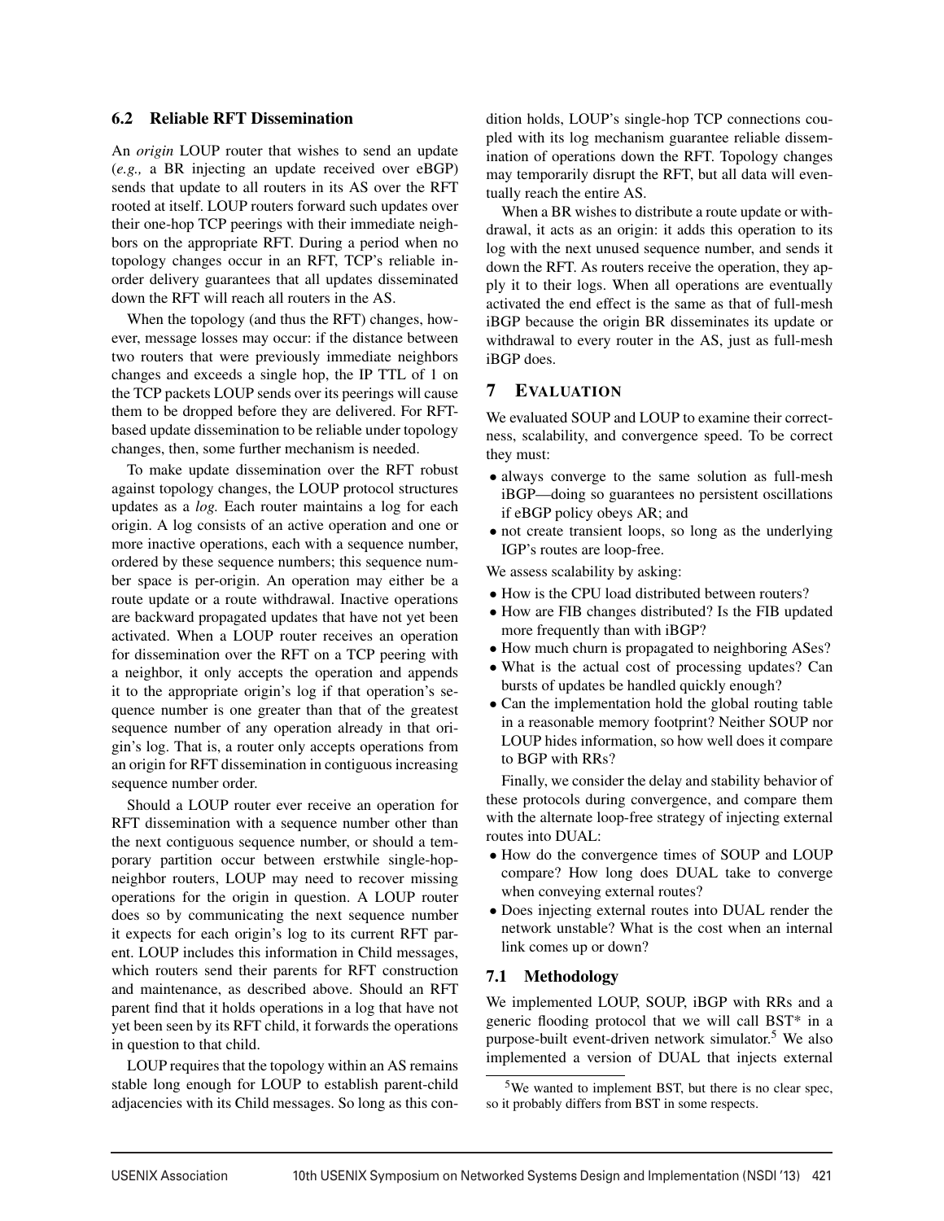### 6.2 Reliable RFT Dissemination

An *origin* LOUP router that wishes to send an update (*e.g.,* a BR injecting an update received over eBGP) sends that update to all routers in its AS over the RFT rooted at itself. LOUP routers forward such updates over their one-hop TCP peerings with their immediate neighbors on the appropriate RFT. During a period when no topology changes occur in an RFT, TCP's reliable in-order delivery guarantees that all updates disseminated down the RFT will reach all routers in the AS.

When the topology (and thus the RFT) changes, however, message losses may occur: if the distance between two routers that were previously immediate neighbors changes and exceeds a single hop, the IP TTL of 1 on the TCP packets LOUP sends over its peerings will cause them to be dropped before they are delivered. For RFT-based update dissemination to be reliable under topology changes, then, some further mechanism is needed.

To make update dissemination over the RFT robust against topology changes, the LOUP protocol structures updates as a *log.* Each router maintains a log for each origin. A log consists of an active operation and one or more inactive operations, each with a sequence number, ordered by these sequence numbers; this sequence number space is per-origin. An operation may either be a route update or a route withdrawal. Inactive operations are backward propagated updates that have not yet been activated. When a LOUP router receives an operation for dissemination over the RFT on a TCP peering with a neighbor, it only accepts the operation and appends it to the appropriate origin's log if that operation's sequence number is one greater than that of the greatest sequence number of any operation already in that origin's log. That is, a router only accepts operations from an origin for RFT dissemination in contiguous increasing sequence number order.

Should a LOUP router ever receive an operation for RFT dissemination with a sequence number other than the next contiguous sequence number, or should a temporary partition occur between erstwhile single-hop-neighbor routers, LOUP may need to recover missing operations for the origin in question. A LOUP router does so by communicating the next sequence number it expects for each origin's log to its current RFT parent. LOUP includes this information in Child messages, which routers send their parents for RFT construction and maintenance, as described above. Should an RFT parent find that it holds operations in a log that have not yet been seen by its RFT child, it forwards the operations in question to that child.

LOUP requires that the topology within an AS remains stable long enough for LOUP to establish parent-child adjacencies with its Child messages. So long as this condition holds, LOUP's single-hop TCP connections coupled with its log mechanism guarantee reliable dissemination of operations down the RFT. Topology changes may temporarily disrupt the RFT, but all data will eventually reach the entire AS.

When a BR wishes to distribute a route update or withdrawal, it acts as an origin: it adds this operation to its log with the next unused sequence number, and sends it down the RFT. As routers receive the operation, they apply it to their logs. When all operations are eventually activated the end effect is the same as that of full-mesh iBGP because the origin BR disseminates its update or withdrawal to every router in the AS, just as full-mesh iBGP does.

## 7 Evaluation

We evaluated SOUP and LOUP to examine their correctness, scalability, and convergence speed. To be correct they must:

- always converge to the same solution as full-mesh iBGP—doing so guarantees no persistent oscillations if eBGP policy obeys AR; and
- not create transient loops, so long as the underlying IGP's routes are loop-free.

We assess scalability by asking:

- How is the CPU load distributed between routers?
- How are FIB changes distributed? Is the FIB updated more frequently than with iBGP?
- How much churn is propagated to neighboring ASes?
- What is the actual cost of processing updates? Can bursts of updates be handled quickly enough?
- Can the implementation hold the global routing table in a reasonable memory footprint? Neither SOUP nor LOUP hides information, so how well does it compare to BGP with RRs?

Finally, we consider the delay and stability behavior of these protocols during convergence, and compare them with the alternate loop-free strategy of injecting external routes into DUAL:

- How do the convergence times of SOUP and LOUP compare? How long does DUAL take to converge when conveying external routes?
- Does injecting external routes into DUAL render the network unstable? What is the cost when an internal link comes up or down?

### 7.1 Methodology

We implemented LOUP, SOUP, iBGP with RRs and a generic flooding protocol that we will call BST* in a purpose-built event-driven network simulator.[5] We also implemented a version of DUAL that injects external

[5] We wanted to implement BST, but there is no clear spec, so it probably differs from BST in some respects.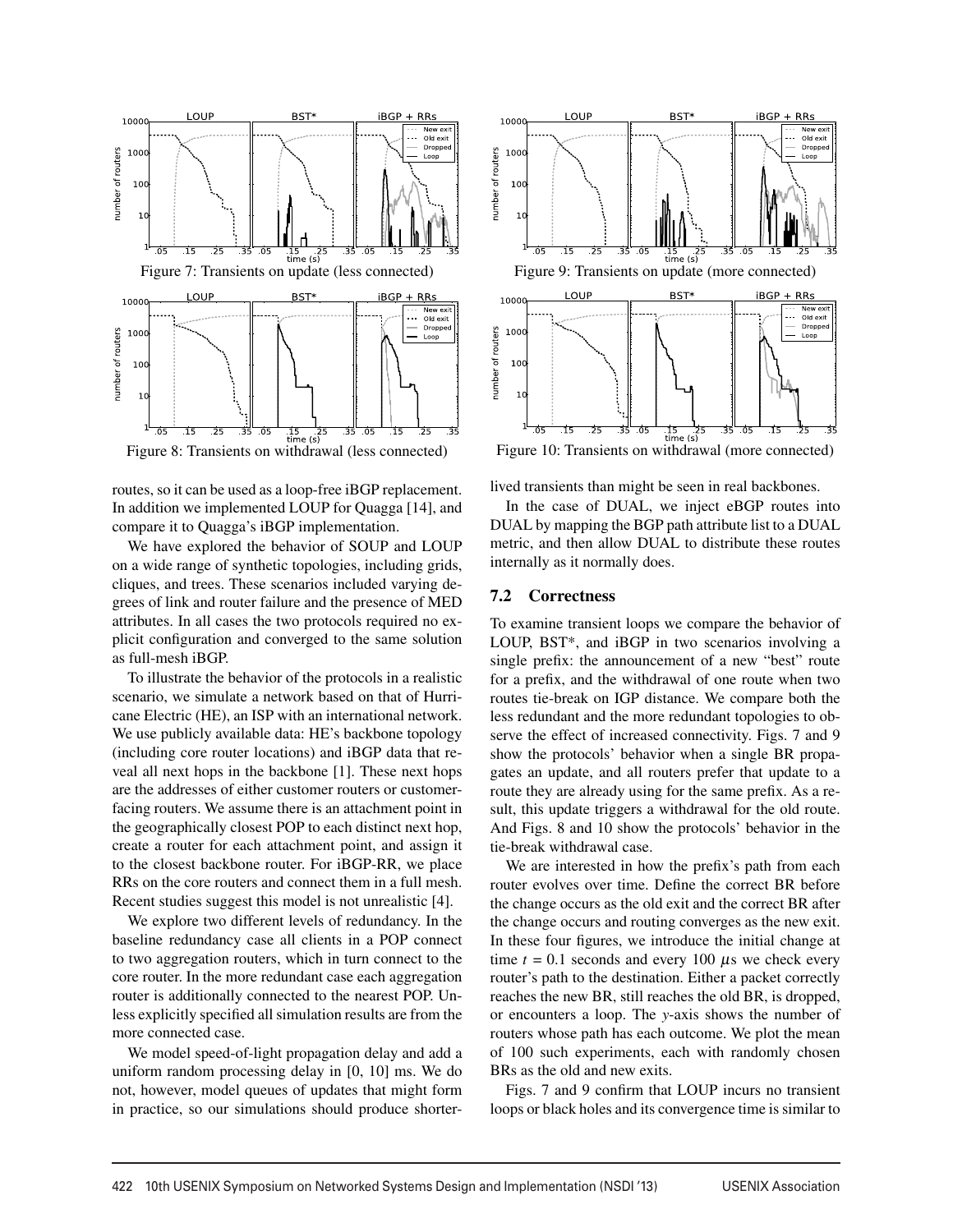Figure 7: Transients on update (less connected)

Figure 8: Transients on withdrawal (less connected)

Figure 9: Transients on update (more connected)

Figure 10: Transients on withdrawal (more connected)

routes, so it can be used as a loop-free iBGP replacement. In addition we implemented LOUP for Quagga [14], and compare it to Quagga's iBGP implementation.

We have explored the behavior of SOUP and LOUP on a wide range of synthetic topologies, including grids, cliques, and trees. These scenarios included varying degrees of link and router failure and the presence of MED attributes. In all cases the two protocols required no explicit configuration and converged to the same solution as full-mesh iBGP.

To illustrate the behavior of the protocols in a realistic scenario, we simulate a network based on that of Hurricane Electric (HE), an ISP with an international network. We use publicly available data: HE's backbone topology (including core router locations) and iBGP data that reveal all next hops in the backbone [1]. These next hops are the addresses of either customer routers or customer-facing routers. We assume there is an attachment point in the geographically closest POP to each distinct next hop, create a router for each attachment point, and assign it to the closest backbone router. For iBGP-RR, we place RRs on the core routers and connect them in a full mesh. Recent studies suggest this model is not unrealistic [4].

We explore two different levels of redundancy. In the baseline redundancy case all clients in a POP connect to two aggregation routers, which in turn connect to the core router. In the more redundant case each aggregation router is additionally connected to the nearest POP. Unless explicitly specified all simulation results are from the more connected case.

We model speed-of-light propagation delay and add a uniform random processing delay in [0, 10] ms. We do not, however, model queues of updates that might form in practice, so our simulations should produce shorter-lived transients than might be seen in real backbones.

In the case of DUAL, we inject eBGP routes into DUAL by mapping the BGP path attribute list to a DUAL metric, and then allow DUAL to distribute these routes internally as it normally does.

## 7.2 Correctness

To examine transient loops we compare the behavior of LOUP, BST*, and iBGP in two scenarios involving a single prefix: the announcement of a new "best" route for a prefix, and the withdrawal of one route when two routes tie-break on IGP distance. We compare both the less redundant and the more redundant topologies to observe the effect of increased connectivity. Figs. 7 and 9 show the protocols' behavior when a single BR propagates an update, and all routers prefer that update to a route they are already using for the same prefix. As a result, this update triggers a withdrawal for the old route. And Figs. 8 and 10 show the protocols' behavior in the tie-break withdrawal case.

We are interested in how the prefix's path from each router evolves over time. Define the correct BR before the change occurs as the old exit and the correct BR after the change occurs and routing converges as the new exit. In these four figures, we introduce the initial change at time $t = 0.1$ seconds and every 100 $\mu$s we check every router's path to the destination. Either a packet correctly reaches the new BR, still reaches the old BR, is dropped, or encounters a loop. The *y*-axis shows the number of routers whose path has each outcome. We plot the mean of 100 such experiments, each with randomly chosen BRs as the old and new exits.

Figs. 7 and 9 confirm that LOUP incurs no transient loops or black holes and its convergence time is similar to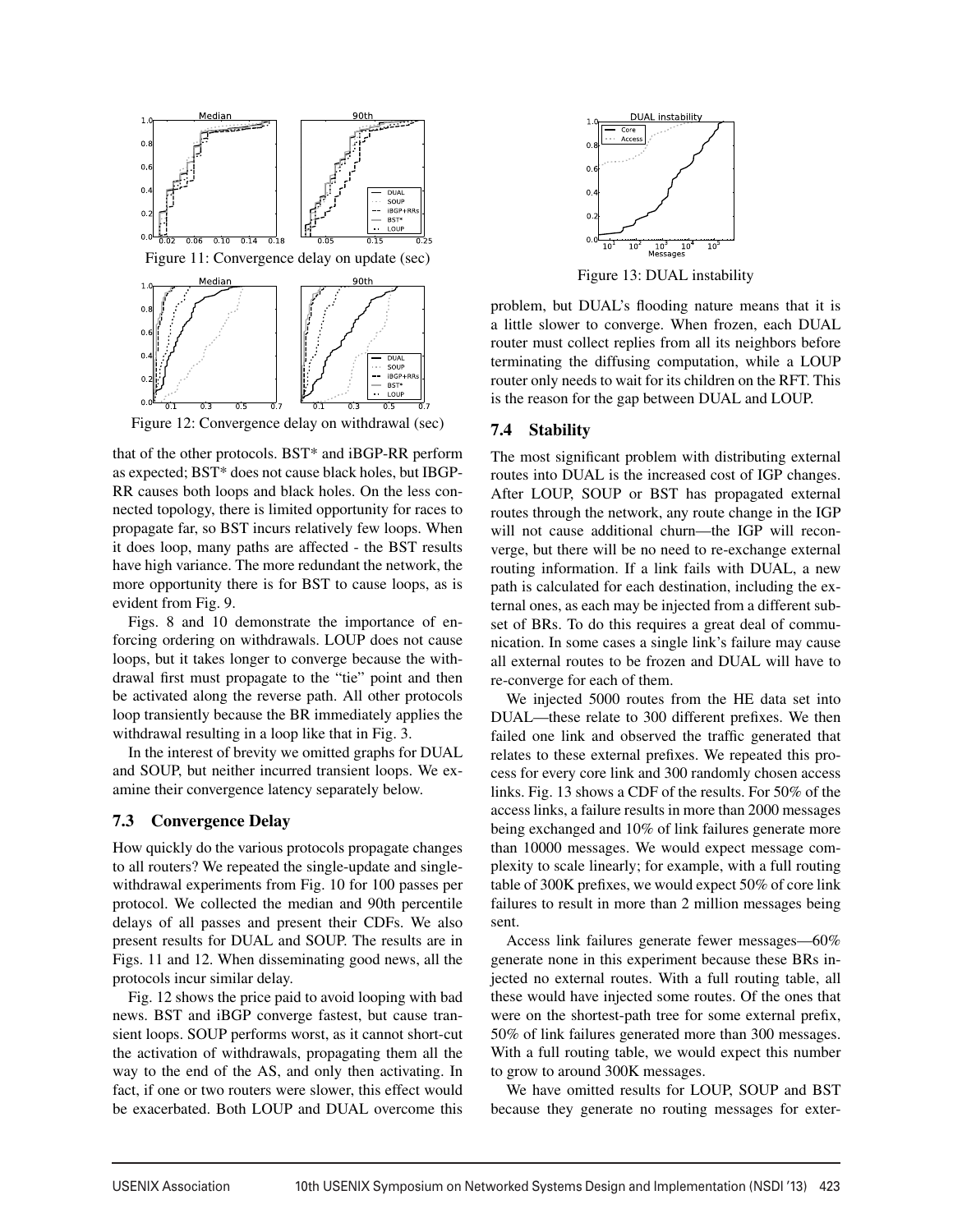Figure 11: Convergence delay on update (sec)

Figure 12: Convergence delay on withdrawal (sec)

that of the other protocols. BST* and iBGP-RR perform as expected; BST* does not cause black holes, but IBGP-RR causes both loops and black holes. On the less connected topology, there is limited opportunity for races to propagate far, so BST incurs relatively few loops. When it does loop, many paths are affected - the BST results have high variance. The more redundant the network, the more opportunity there is for BST to cause loops, as is evident from Fig. 9.

Figs. 8 and 10 demonstrate the importance of enforcing ordering on withdrawals. LOUP does not cause loops, but it takes longer to converge because the withdrawal first must propagate to the "tie" point and then be activated along the reverse path. All other protocols loop transiently because the BR immediately applies the withdrawal resulting in a loop like that in Fig. 3.

In the interest of brevity we omitted graphs for DUAL and SOUP, but neither incurred transient loops. We examine their convergence latency separately below.

### 7.3 Convergence Delay

How quickly do the various protocols propagate changes to all routers? We repeated the single-update and single-withdrawal experiments from Fig. 10 for 100 passes per protocol. We collected the median and 90th percentile delays of all passes and present their CDFs. We also present results for DUAL and SOUP. The results are in Figs. 11 and 12. When disseminating good news, all the protocols incur similar delay.

Fig. 12 shows the price paid to avoid looping with bad news. BST and iBGP converge fastest, but cause transient loops. SOUP performs worst, as it cannot short-cut the activation of withdrawals, propagating them all the way to the end of the AS, and only then activating. In fact, if one or two routers were slower, this effect would be exacerbated. Both LOUP and DUAL overcome this problem, but DUAL's flooding nature means that it is a little slower to converge. When frozen, each DUAL router must collect replies from all its neighbors before terminating the diffusing computation, while a LOUP router only needs to wait for its children on the RFT. This is the reason for the gap between DUAL and LOUP.

Figure 13: DUAL instability

### 7.4 Stability

The most significant problem with distributing external routes into DUAL is the increased cost of IGP changes. After LOUP, SOUP or BST has propagated external routes through the network, any route change in the IGP will not cause additional churn—the IGP will reconverge, but there will be no need to re-exchange external routing information. If a link fails with DUAL, a new path is calculated for each destination, including the external ones, as each may be injected from a different subset of BRs. To do this requires a great deal of communication. In some cases a single link's failure may cause all external routes to be frozen and DUAL will have to re-converge for each of them.

We injected 5000 routes from the HE data set into DUAL—these relate to 300 different prefixes. We then failed one link and observed the traffic generated that relates to these external prefixes. We repeated this process for every core link and 300 randomly chosen access links. Fig. 13 shows a CDF of the results. For 50% of the access links, a failure results in more than 2000 messages being exchanged and 10% of link failures generate more than 10000 messages. We would expect message complexity to scale linearly; for example, with a full routing table of 300K prefixes, we would expect 50% of core link failures to result in more than 2 million messages being sent.

Access link failures generate fewer messages—60% generate none in this experiment because these BRs injected no external routes. With a full routing table, all these would have injected some routes. Of the ones that were on the shortest-path tree for some external prefix, 50% of link failures generated more than 300 messages. With a full routing table, we would expect this number to grow to around 300K messages.

We have omitted results for LOUP, SOUP and BST because they generate no routing messages for exter-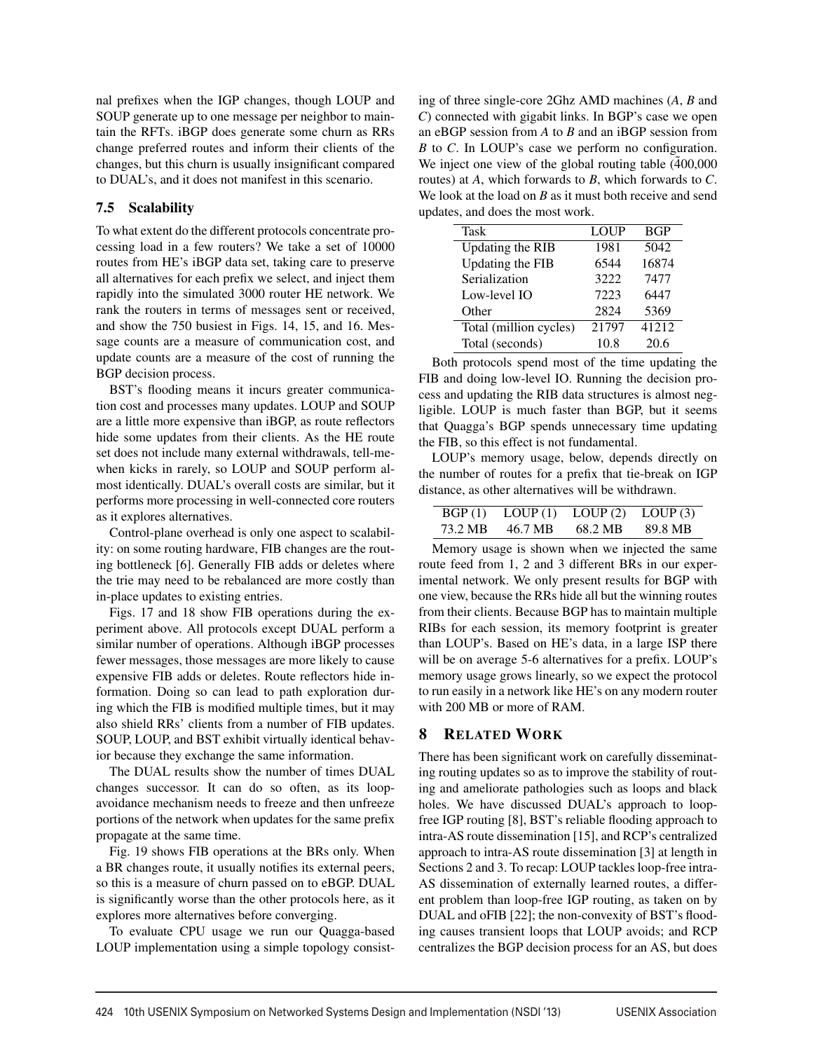nal prefixes when the IGP changes, though LOUP and SOUP generate up to one message per neighbor to maintain the RFTs. iBGP does generate some churn as RRs change preferred routes and inform their clients of the changes, but this churn is usually insignificant compared to DUAL's, and it does not manifest in this scenario.

### 7.5 Scalability

To what extent do the different protocols concentrate processing load in a few routers? We take a set of 10000 routes from HE's iBGP data set, taking care to preserve all alternatives for each prefix we select, and inject them rapidly into the simulated 3000 router HE network. We rank the routers in terms of messages sent or received, and show the 750 busiest in Figs. 14, 15, and 16. Message counts are a measure of communication cost, and update counts are a measure of the cost of running the BGP decision process.

BST's flooding means it incurs greater communication cost and processes many updates. LOUP and SOUP are a little more expensive than iBGP, as route reflectors hide some updates from their clients. As the HE route set does not include many external withdrawals, tell-me-when kicks in rarely, so LOUP and SOUP perform almost identically. DUAL's overall costs are similar, but it performs more processing in well-connected core routers as it explores alternatives.

Control-plane overhead is only one aspect to scalability: on some routing hardware, FIB changes are the routing bottleneck [6]. Generally FIB adds or deletes where the trie may need to be rebalanced are more costly than in-place updates to existing entries.

Figs. 17 and 18 show FIB operations during the experiment above. All protocols except DUAL perform a similar number of operations. Although iBGP processes fewer messages, those messages are more likely to cause expensive FIB adds or deletes. Route reflectors hide information. Doing so can lead to path exploration during which the FIB is modified multiple times, but it may also shield RRs' clients from a number of FIB updates. SOUP, LOUP, and BST exhibit virtually identical behavior because they exchange the same information.

The DUAL results show the number of times DUAL changes successor. It can do so often, as its loop-avoidance mechanism needs to freeze and then unfreeze portions of the network when updates for the same prefix propagate at the same time.

Fig. 19 shows FIB operations at the BRs only. When a BR changes route, it usually notifies its external peers, so this is a measure of churn passed on to eBGP. DUAL is significantly worse than the other protocols here, as it explores more alternatives before converging.

To evaluate CPU usage we run our Quagga-based LOUP implementation using a simple topology consisting of three single-core 2Ghz AMD machines (*A*, *B* and *C*) connected with gigabit links. In BGP's case we open an eBGP session from *A* to *B* and an iBGP session from *B* to *C*. In LOUP's case we perform no configuration. We inject one view of the global routing table ($\tilde{4}00{,}000$ routes) at *A*, which forwards to *B*, which forwards to *C*. We look at the load on *B* as it must both receive and send updates, and does the most work.

| Task | LOUP | BGP |
|---|---|---|
| Updating the RIB | 1981 | 5042 |
| Updating the FIB | 6544 | 16874 |
| Serialization | 3222 | 7477 |
| Low-level IO | 7223 | 6447 |
| Other | 2824 | 5369 |
| Total (million cycles) | 21797 | 41212 |
| Total (seconds) | 10.8 | 20.6 |

Both protocols spend most of the time updating the FIB and doing low-level IO. Running the decision process and updating the RIB data structures is almost negligible. LOUP is much faster than BGP, but it seems that Quagga's BGP spends unnecessary time updating the FIB, so this effect is not fundamental.

LOUP's memory usage, below, depends directly on the number of routes for a prefix that tie-break on IGP distance, as other alternatives will be withdrawn.

| BGP (1) | LOUP (1) | LOUP (2) | LOUP (3) |
|---|---|---|---|
| 73.2 MB | 46.7 MB | 68.2 MB | 89.8 MB |

Memory usage is shown when we injected the same route feed from 1, 2 and 3 different BRs in our experimental network. We only present results for BGP with one view, because the RRs hide all but the winning routes from their clients. Because BGP has to maintain multiple RIBs for each session, its memory footprint is greater than LOUP's. Based on HE's data, in a large ISP there will be on average 5-6 alternatives for a prefix. LOUP's memory usage grows linearly, so we expect the protocol to run easily in a network like HE's on any modern router with 200 MB or more of RAM.

## 8 Related Work

There has been significant work on carefully disseminating routing updates so as to improve the stability of routing and ameliorate pathologies such as loops and black holes. We have discussed DUAL's approach to loop-free IGP routing [8], BST's reliable flooding approach to intra-AS route dissemination [15], and RCP's centralized approach to intra-AS route dissemination [3] at length in Sections 2 and 3. To recap: LOUP tackles loop-free intra-AS dissemination of externally learned routes, a different problem than loop-free IGP routing, as taken on by DUAL and oFIB [22]; the non-convexity of BST's flooding causes transient loops that LOUP avoids; and RCP centralizes the BGP decision process for an AS, but does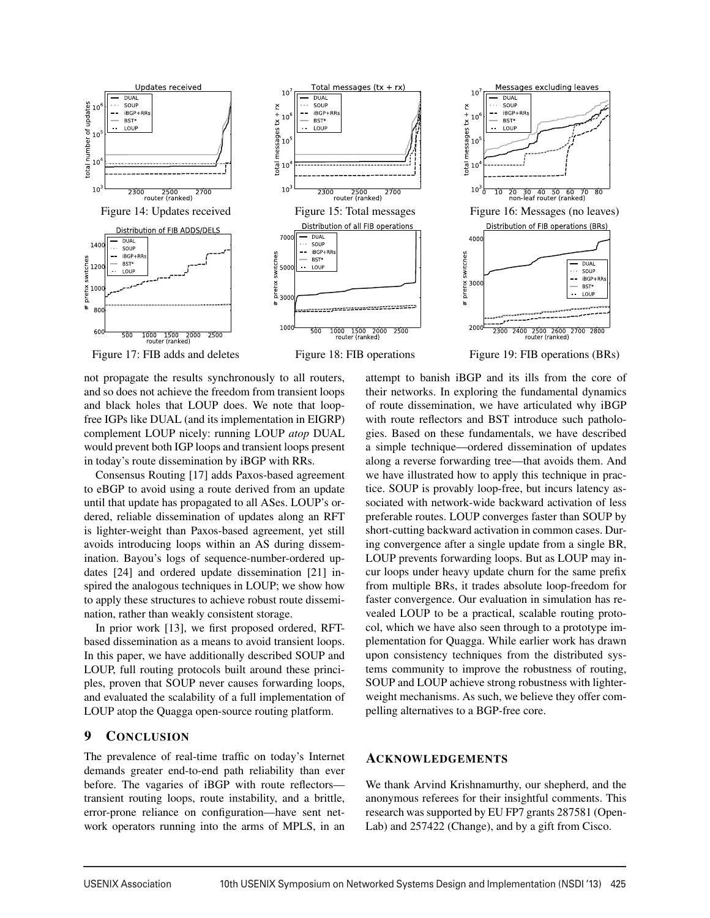Figure 14: Updates received

Figure 15: Total messages

Figure 16: Messages (no leaves)

Figure 17: FIB adds and deletes

Figure 18: FIB operations

Figure 19: FIB operations (BRs)

not propagate the results synchronously to all routers, and so does not achieve the freedom from transient loops and black holes that LOUP does. We note that loop-free IGPs like DUAL (and its implementation in EIGRP) complement LOUP nicely: running LOUP *atop* DUAL would prevent both IGP loops and transient loops present in today's route dissemination by iBGP with RRs.

Consensus Routing [17] adds Paxos-based agreement to eBGP to avoid using a route derived from an update until that update has propagated to all ASes. LOUP's ordered, reliable dissemination of updates along an RFT is lighter-weight than Paxos-based agreement, yet still avoids introducing loops within an AS during dissemination. Bayou's logs of sequence-number-ordered updates [24] and ordered update dissemination [21] inspired the analogous techniques in LOUP; we show how to apply these structures to achieve robust route dissemination, rather than weakly consistent storage.

In prior work [13], we first proposed ordered, RFT-based dissemination as a means to avoid transient loops. In this paper, we have additionally described SOUP and LOUP, full routing protocols built around these principles, proven that SOUP never causes forwarding loops, and evaluated the scalability of a full implementation of LOUP atop the Quagga open-source routing platform.

## 9 Conclusion

The prevalence of real-time traffic on today's Internet demands greater end-to-end path reliability than ever before. The vagaries of iBGP with route reflectors—transient routing loops, route instability, and a brittle, error-prone reliance on configuration—have sent network operators running into the arms of MPLS, in an attempt to banish iBGP and its ills from the core of their networks. In exploring the fundamental dynamics of route dissemination, we have articulated why iBGP with route reflectors and BST introduce such pathologies. Based on these fundamentals, we have described a simple technique—ordered dissemination of updates along a reverse forwarding tree—that avoids them. And we have illustrated how to apply this technique in practice. SOUP is provably loop-free, but incurs latency associated with network-wide backward activation of less preferable routes. LOUP converges faster than SOUP by short-cutting backward activation in common cases. During convergence after a single update from a single BR, LOUP prevents forwarding loops. But as LOUP may incur loops under heavy update churn for the same prefix from multiple BRs, it trades absolute loop-freedom for faster convergence. Our evaluation in simulation has revealed LOUP to be a practical, scalable routing protocol, which we have also seen through to a prototype implementation for Quagga. While earlier work has drawn upon consistency techniques from the distributed systems community to improve the robustness of routing, SOUP and LOUP achieve strong robustness with lighter-weight mechanisms. As such, we believe they offer compelling alternatives to a BGP-free core.

## Acknowledgements

We thank Arvind Krishnamurthy, our shepherd, and the anonymous referees for their insightful comments. This research was supported by EU FP7 grants 287581 (OpenLab) and 257422 (Change), and by a gift from Cisco.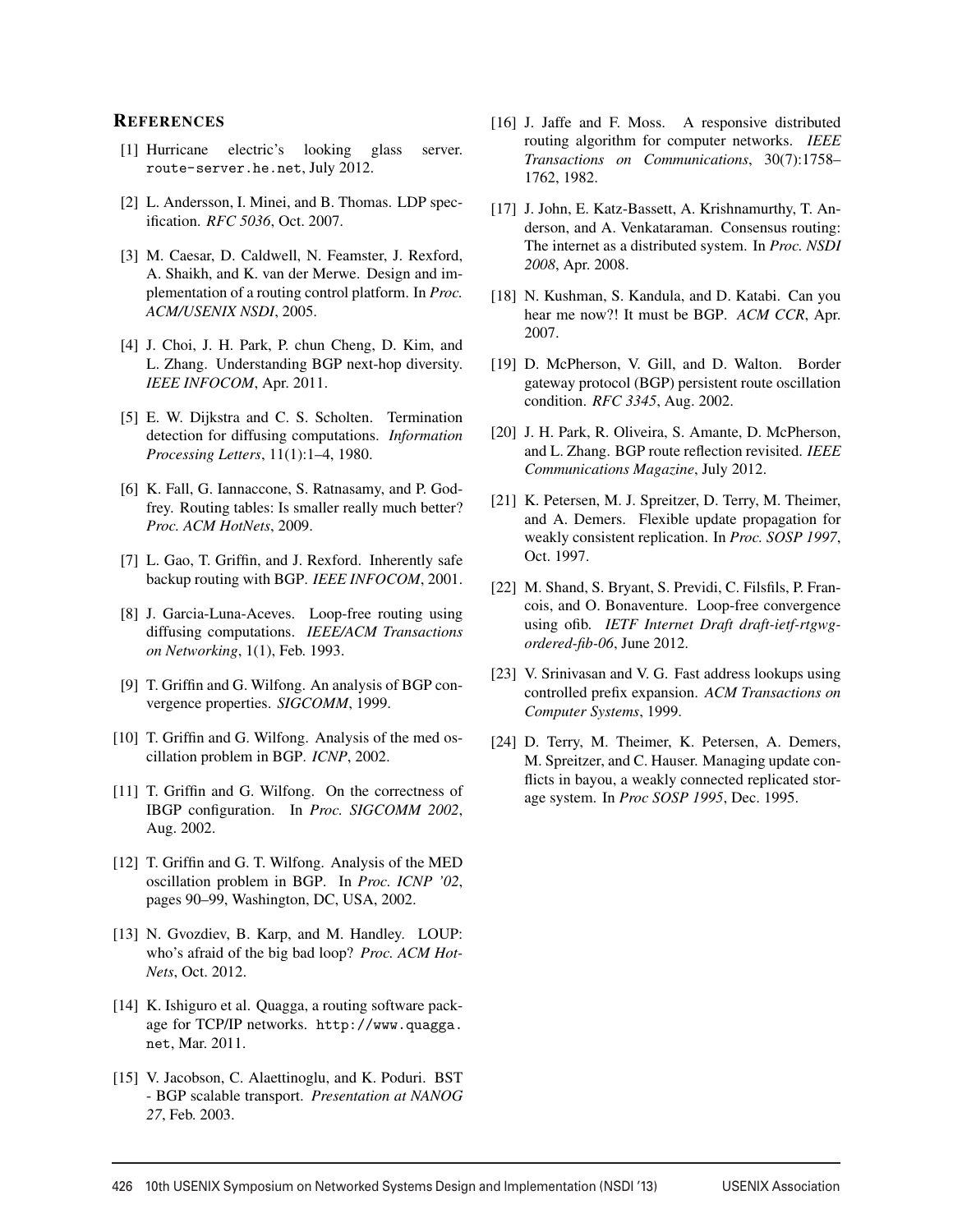## REFERENCES

[1] Hurricane electric's looking glass server. route-server.he.net, July 2012.

[2] L. Andersson, I. Minei, and B. Thomas. LDP specification. *RFC 5036*, Oct. 2007.

[3] M. Caesar, D. Caldwell, N. Feamster, J. Rexford, A. Shaikh, and K. van der Merwe. Design and implementation of a routing control platform. In *Proc. ACM/USENIX NSDI*, 2005.

[4] J. Choi, J. H. Park, P. chun Cheng, D. Kim, and L. Zhang. Understanding BGP next-hop diversity. *IEEE INFOCOM*, Apr. 2011.

[5] E. W. Dijkstra and C. S. Scholten. Termination detection for diffusing computations. *Information Processing Letters*, 11(1):1–4, 1980.

[6] K. Fall, G. Iannaccone, S. Ratnasamy, and P. Godfrey. Routing tables: Is smaller really much better? *Proc. ACM HotNets*, 2009.

[7] L. Gao, T. Griffin, and J. Rexford. Inherently safe backup routing with BGP. *IEEE INFOCOM*, 2001.

[8] J. Garcia-Luna-Aceves. Loop-free routing using diffusing computations. *IEEE/ACM Transactions on Networking*, 1(1), Feb. 1993.

[9] T. Griffin and G. Wilfong. An analysis of BGP convergence properties. *SIGCOMM*, 1999.

[10] T. Griffin and G. Wilfong. Analysis of the med oscillation problem in BGP. *ICNP*, 2002.

[11] T. Griffin and G. Wilfong. On the correctness of IBGP configuration. In *Proc. SIGCOMM 2002*, Aug. 2002.

[12] T. Griffin and G. T. Wilfong. Analysis of the MED oscillation problem in BGP. In *Proc. ICNP '02*, pages 90–99, Washington, DC, USA, 2002.

[13] N. Gvozdiev, B. Karp, and M. Handley. LOUP: who's afraid of the big bad loop? *Proc. ACM HotNets*, Oct. 2012.

[14] K. Ishiguro et al. Quagga, a routing software package for TCP/IP networks. http://www.quagga.net, Mar. 2011.

[15] V. Jacobson, C. Alaettinoglu, and K. Poduri. BST - BGP scalable transport. *Presentation at NANOG 27*, Feb. 2003.

[16] J. Jaffe and F. Moss. A responsive distributed routing algorithm for computer networks. *IEEE Transactions on Communications*, 30(7):1758–1762, 1982.

[17] J. John, E. Katz-Bassett, A. Krishnamurthy, T. Anderson, and A. Venkataraman. Consensus routing: The internet as a distributed system. In *Proc. NSDI 2008*, Apr. 2008.

[18] N. Kushman, S. Kandula, and D. Katabi. Can you hear me now?! It must be BGP. *ACM CCR*, Apr. 2007.

[19] D. McPherson, V. Gill, and D. Walton. Border gateway protocol (BGP) persistent route oscillation condition. *RFC 3345*, Aug. 2002.

[20] J. H. Park, R. Oliveira, S. Amante, D. McPherson, and L. Zhang. BGP route reflection revisited. *IEEE Communications Magazine*, July 2012.

[21] K. Petersen, M. J. Spreitzer, D. Terry, M. Theimer, and A. Demers. Flexible update propagation for weakly consistent replication. In *Proc. SOSP 1997*, Oct. 1997.

[22] M. Shand, S. Bryant, S. Previdi, C. Filsfils, P. Francois, and O. Bonaventure. Loop-free convergence using ofib. *IETF Internet Draft draft-ietf-rtgwg-ordered-fib-06*, June 2012.

[23] V. Srinivasan and V. G. Fast address lookups using controlled prefix expansion. *ACM Transactions on Computer Systems*, 1999.

[24] D. Terry, M. Theimer, K. Petersen, A. Demers, M. Spreitzer, and C. Hauser. Managing update conflicts in bayou, a weakly connected replicated storage system. In *Proc SOSP 1995*, Dec. 1995.